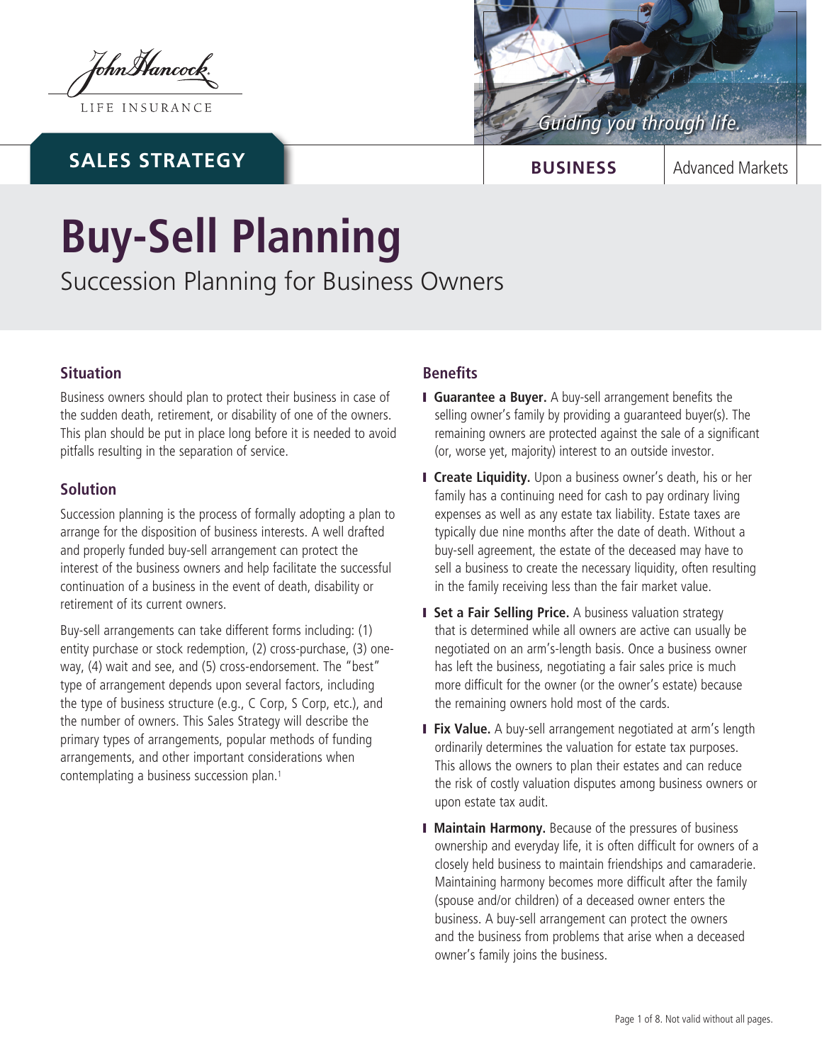John Hancock

LIFE INSURANCE

Guiding you through life.

**SALES STRATEGY**

**BUSINESS** | Advanced Markets

# Buy-Sell Planning

## Succession Planning for Business Owners

### Situation

Business owners should plan to protect their business in case of the sudden death, retirement, or disability of one of the owners. This plan should be put in place long before it is needed to avoid pitfalls resulting in the separation of service.

### Solution

Succession planning is the process of formally adopting a plan to arrange for the disposition of business interests. A well drafted and properly funded buy-sell arrangement can protect the interest of the business owners and help facilitate the successful continuation of a business in the event of death, disability or retirement of its current owners.

Buy-sell arrangements can take different forms including: (1) entity purchase or stock redemption, (2) cross-purchase, (3) one-way, (4) wait and see, and (5) cross-endorsement. The "best" type of arrangement depends upon several factors, including the type of business structure (e.g., C Corp, S Corp, etc.), and the number of owners. This Sales Strategy will describe the primary types of arrangements, popular methods of funding arrangements, and other important considerations when contemplating a business succession plan.[1]

### Benefits

- **Guarantee a Buyer.** A buy-sell arrangement benefits the selling owner's family by providing a guaranteed buyer(s). The remaining owners are protected against the sale of a significant (or, worse yet, majority) interest to an outside investor.
- **Create Liquidity.** Upon a business owner's death, his or her family has a continuing need for cash to pay ordinary living expenses as well as any estate tax liability. Estate taxes are typically due nine months after the date of death. Without a buy-sell agreement, the estate of the deceased may have to sell a business to create the necessary liquidity, often resulting in the family receiving less than the fair market value.
- **Set a Fair Selling Price.** A business valuation strategy that is determined while all owners are active can usually be negotiated on an arm's-length basis. Once a business owner has left the business, negotiating a fair sales price is much more difficult for the owner (or the owner's estate) because the remaining owners hold most of the cards.
- **Fix Value.** A buy-sell arrangement negotiated at arm's length ordinarily determines the valuation for estate tax purposes. This allows the owners to plan their estates and can reduce the risk of costly valuation disputes among business owners or upon estate tax audit.
- **Maintain Harmony.** Because of the pressures of business ownership and everyday life, it is often difficult for owners of a closely held business to maintain friendships and camaraderie. Maintaining harmony becomes more difficult after the family (spouse and/or children) of a deceased owner enters the business. A buy-sell arrangement can protect the owners and the business from problems that arise when a deceased owner's family joins the business.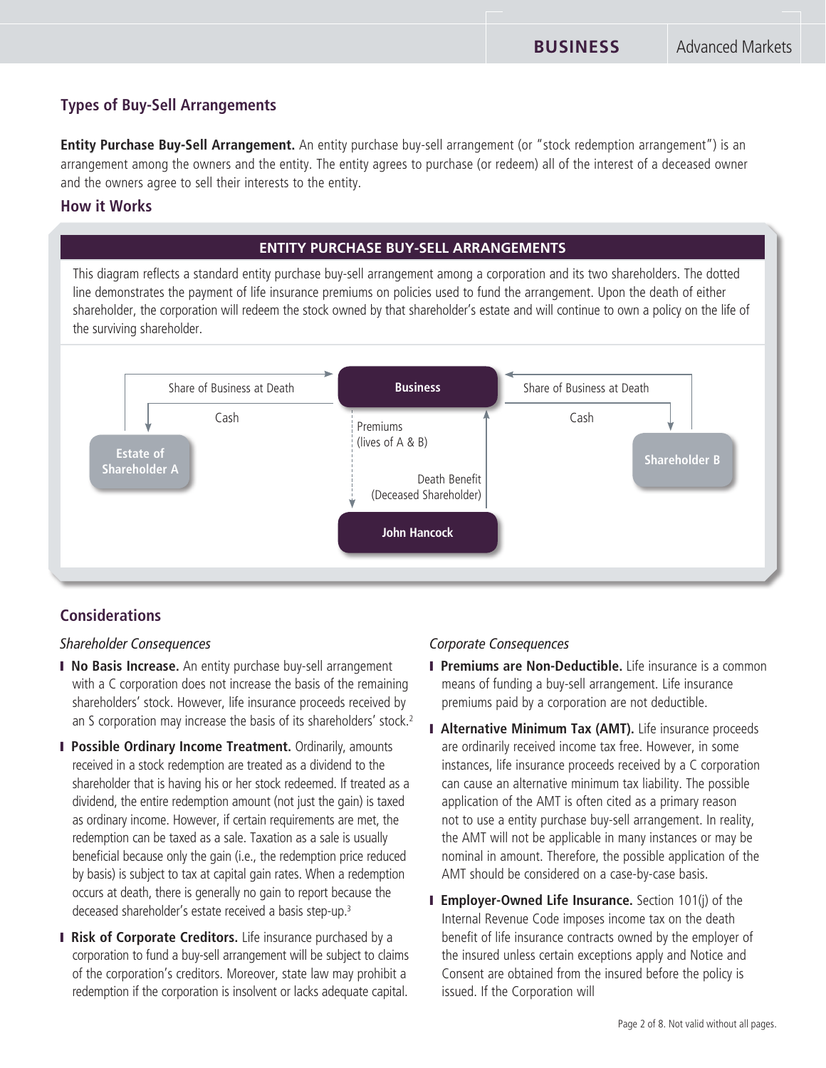## Types of Buy-Sell Arrangements

**Entity Purchase Buy-Sell Arrangement.** An entity purchase buy-sell arrangement (or "stock redemption arrangement") is an arrangement among the owners and the entity. The entity agrees to purchase (or redeem) all of the interest of a deceased owner and the owners agree to sell their interests to the entity.

## How it Works

### ENTITY PURCHASE BUY-SELL ARRANGEMENTS

This diagram reflects a standard entity purchase buy-sell arrangement among a corporation and its two shareholders. The dotted line demonstrates the payment of life insurance premiums on policies used to fund the arrangement. Upon the death of either shareholder, the corporation will redeem the stock owned by that shareholder's estate and will continue to own a policy on the life of the surviving shareholder.

Share of Business at Death | Business | Share of Business at Death

Cash | | Cash

Estate of Shareholder A | Premiums (lives of A & B) | Shareholder B

Death Benefit (Deceased Shareholder)

John Hancock

## Considerations

*Shareholder Consequences*

- **No Basis Increase.** An entity purchase buy-sell arrangement with a C corporation does not increase the basis of the remaining shareholders' stock. However, life insurance proceeds received by an S corporation may increase the basis of its shareholders' stock.[2]
- **Possible Ordinary Income Treatment.** Ordinarily, amounts received in a stock redemption are treated as a dividend to the shareholder that is having his or her stock redeemed. If treated as a dividend, the entire redemption amount (not just the gain) is taxed as ordinary income. However, if certain requirements are met, the redemption can be taxed as a sale. Taxation as a sale is usually beneficial because only the gain (i.e., the redemption price reduced by basis) is subject to tax at capital gain rates. When a redemption occurs at death, there is generally no gain to report because the deceased shareholder's estate received a basis step-up.[3]
- **Risk of Corporate Creditors.** Life insurance purchased by a corporation to fund a buy-sell arrangement will be subject to claims of the corporation's creditors. Moreover, state law may prohibit a redemption if the corporation is insolvent or lacks adequate capital.

*Corporate Consequences*

- **Premiums are Non-Deductible.** Life insurance is a common means of funding a buy-sell arrangement. Life insurance premiums paid by a corporation are not deductible.
- **Alternative Minimum Tax (AMT).** Life insurance proceeds are ordinarily received income tax free. However, in some instances, life insurance proceeds received by a C corporation can cause an alternative minimum tax liability. The possible application of the AMT is often cited as a primary reason not to use a entity purchase buy-sell arrangement. In reality, the AMT will not be applicable in many instances or may be nominal in amount. Therefore, the possible application of the AMT should be considered on a case-by-case basis.
- **Employer-Owned Life Insurance.** Section 101(j) of the Internal Revenue Code imposes income tax on the death benefit of life insurance contracts owned by the employer of the insured unless certain exceptions apply and Notice and Consent are obtained from the insured before the policy is issued. If the Corporation will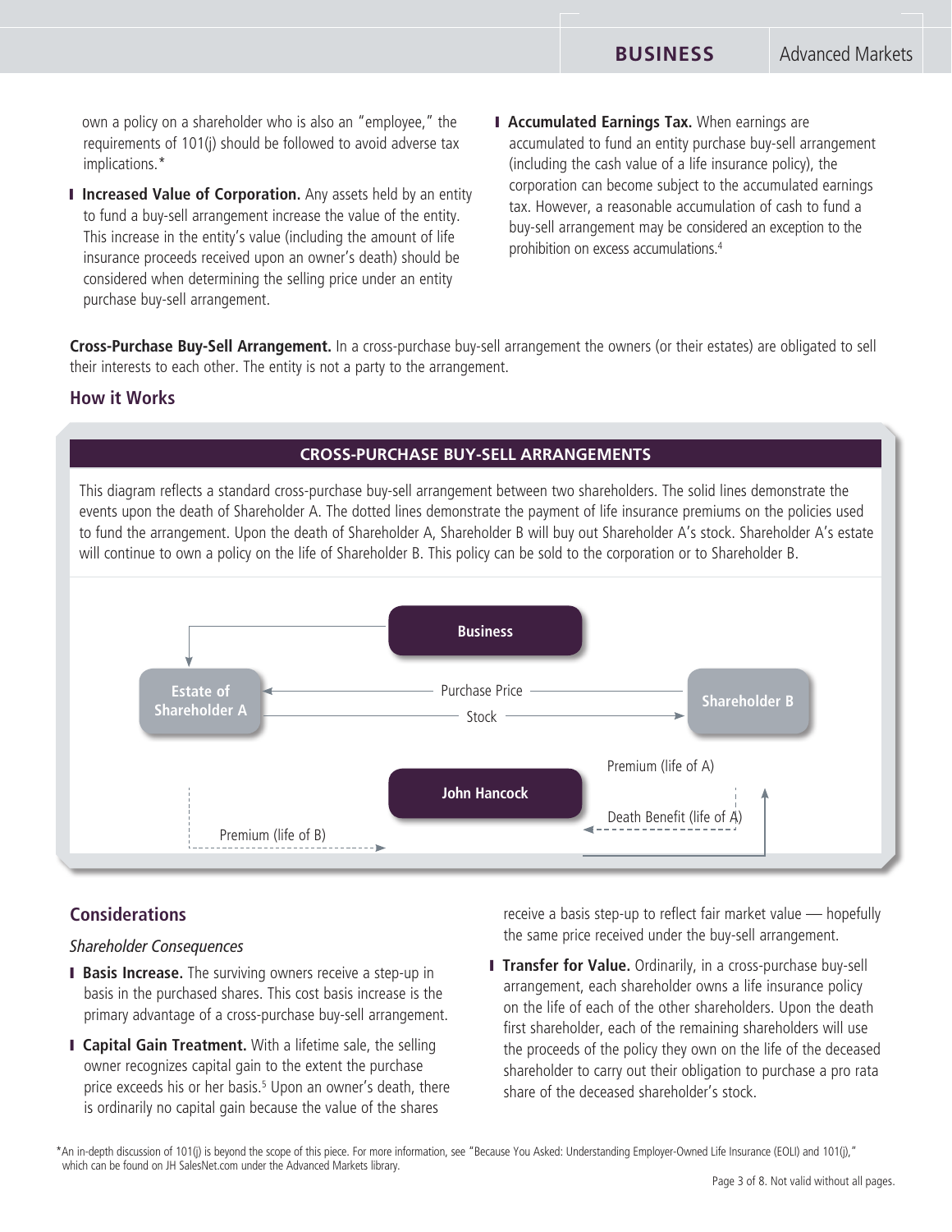own a policy on a shareholder who is also an "employee," the requirements of 101(j) should be followed to avoid adverse tax implications.*

- **Increased Value of Corporation.** Any assets held by an entity to fund a buy-sell arrangement increase the value of the entity. This increase in the entity's value (including the amount of life insurance proceeds received upon an owner's death) should be considered when determining the selling price under an entity purchase buy-sell arrangement.

- **Accumulated Earnings Tax.** When earnings are accumulated to fund an entity purchase buy-sell arrangement (including the cash value of a life insurance policy), the corporation can become subject to the accumulated earnings tax. However, a reasonable accumulation of cash to fund a buy-sell arrangement may be considered an exception to the prohibition on excess accumulations.[4]

**Cross-Purchase Buy-Sell Arrangement.** In a cross-purchase buy-sell arrangement the owners (or their estates) are obligated to sell their interests to each other. The entity is not a party to the arrangement.

## How it Works

### CROSS-PURCHASE BUY-SELL ARRANGEMENTS

This diagram reflects a standard cross-purchase buy-sell arrangement between two shareholders. The solid lines demonstrate the events upon the death of Shareholder A. The dotted lines demonstrate the payment of life insurance premiums on the policies used to fund the arrangement. Upon the death of Shareholder A, Shareholder B will buy out Shareholder A's stock. Shareholder A's estate will continue to own a policy on the life of Shareholder B. This policy can be sold to the corporation or to Shareholder B.

Business

Estate of Shareholder A — Purchase Price — Stock — Shareholder B

John Hancock

Premium (life of A)

Death Benefit (life of A)

Premium (life of B)

## Considerations

*Shareholder Consequences*

- **Basis Increase.** The surviving owners receive a step-up in basis in the purchased shares. This cost basis increase is the primary advantage of a cross-purchase buy-sell arrangement.

- **Capital Gain Treatment.** With a lifetime sale, the selling owner recognizes capital gain to the extent the purchase price exceeds his or her basis.[5] Upon an owner's death, there is ordinarily no capital gain because the value of the shares receive a basis step-up to reflect fair market value — hopefully the same price received under the buy-sell arrangement.

- **Transfer for Value.** Ordinarily, in a cross-purchase buy-sell arrangement, each shareholder owns a life insurance policy on the life of each of the other shareholders. Upon the death first shareholder, each of the remaining shareholders will use the proceeds of the policy they own on the life of the deceased shareholder to carry out their obligation to purchase a pro rata share of the deceased shareholder's stock.

*An in-depth discussion of 101(j) is beyond the scope of this piece. For more information, see "Because You Asked: Understanding Employer-Owned Life Insurance (EOLI) and 101(j)," which can be found on JH SalesNet.com under the Advanced Markets library.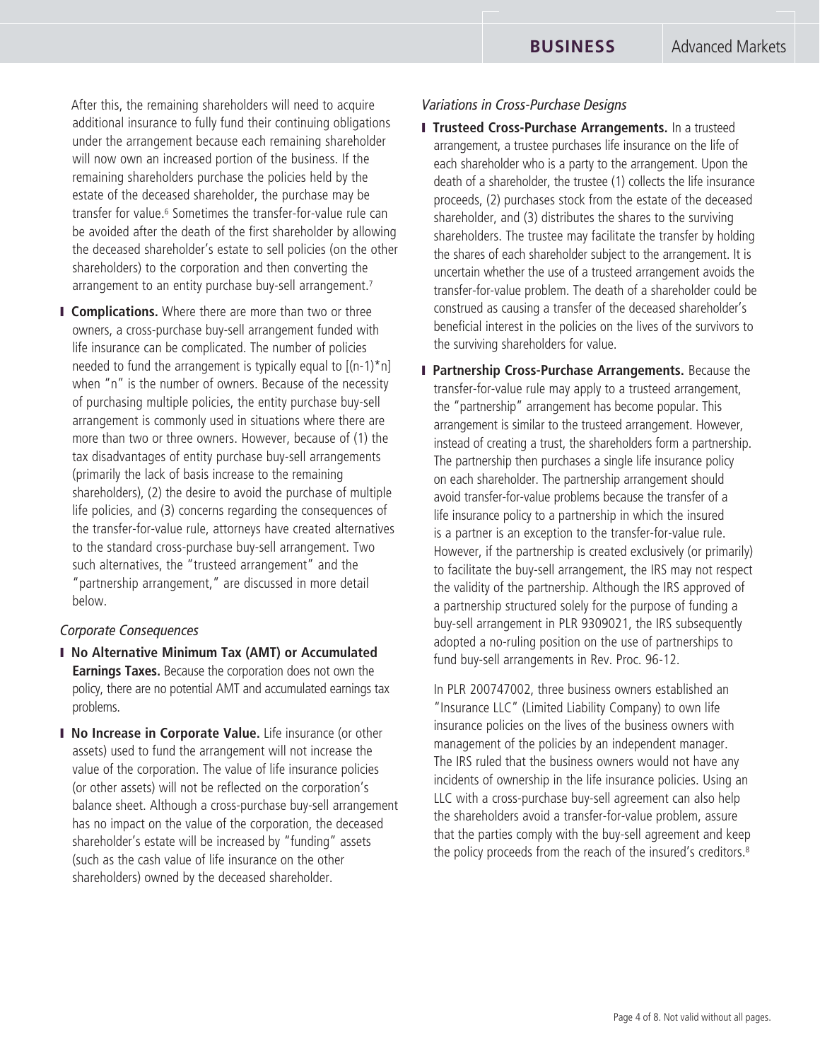After this, the remaining shareholders will need to acquire additional insurance to fully fund their continuing obligations under the arrangement because each remaining shareholder will now own an increased portion of the business. If the remaining shareholders purchase the policies held by the estate of the deceased shareholder, the purchase may be transfer for value.[6] Sometimes the transfer-for-value rule can be avoided after the death of the first shareholder by allowing the deceased shareholder's estate to sell policies (on the other shareholders) to the corporation and then converting the arrangement to an entity purchase buy-sell arrangement.[7]

- **Complications.** Where there are more than two or three owners, a cross-purchase buy-sell arrangement funded with life insurance can be complicated. The number of policies needed to fund the arrangement is typically equal to [(n-1)*n] when "n" is the number of owners. Because of the necessity of purchasing multiple policies, the entity purchase buy-sell arrangement is commonly used in situations where there are more than two or three owners. However, because of (1) the tax disadvantages of entity purchase buy-sell arrangements (primarily the lack of basis increase to the remaining shareholders), (2) the desire to avoid the purchase of multiple life policies, and (3) concerns regarding the consequences of the transfer-for-value rule, attorneys have created alternatives to the standard cross-purchase buy-sell arrangement. Two such alternatives, the "trusteed arrangement" and the "partnership arrangement," are discussed in more detail below.

*Corporate Consequences*

- **No Alternative Minimum Tax (AMT) or Accumulated Earnings Taxes.** Because the corporation does not own the policy, there are no potential AMT and accumulated earnings tax problems.
- **No Increase in Corporate Value.** Life insurance (or other assets) used to fund the arrangement will not increase the value of the corporation. The value of life insurance policies (or other assets) will not be reflected on the corporation's balance sheet. Although a cross-purchase buy-sell arrangement has no impact on the value of the corporation, the deceased shareholder's estate will be increased by "funding" assets (such as the cash value of life insurance on the other shareholders) owned by the deceased shareholder.

*Variations in Cross-Purchase Designs*

- **Trusteed Cross-Purchase Arrangements.** In a trusteed arrangement, a trustee purchases life insurance on the life of each shareholder who is a party to the arrangement. Upon the death of a shareholder, the trustee (1) collects the life insurance proceeds, (2) purchases stock from the estate of the deceased shareholder, and (3) distributes the shares to the surviving shareholders. The trustee may facilitate the transfer by holding the shares of each shareholder subject to the arrangement. It is uncertain whether the use of a trusteed arrangement avoids the transfer-for-value problem. The death of a shareholder could be construed as causing a transfer of the deceased shareholder's beneficial interest in the policies on the lives of the survivors to the surviving shareholders for value.
- **Partnership Cross-Purchase Arrangements.** Because the transfer-for-value rule may apply to a trusteed arrangement, the "partnership" arrangement has become popular. This arrangement is similar to the trusteed arrangement. However, instead of creating a trust, the shareholders form a partnership. The partnership then purchases a single life insurance policy on each shareholder. The partnership arrangement should avoid transfer-for-value problems because the transfer of a life insurance policy to a partnership in which the insured is a partner is an exception to the transfer-for-value rule. However, if the partnership is created exclusively (or primarily) to facilitate the buy-sell arrangement, the IRS may not respect the validity of the partnership. Although the IRS approved of a partnership structured solely for the purpose of funding a buy-sell arrangement in PLR 9309021, the IRS subsequently adopted a no-ruling position on the use of partnerships to fund buy-sell arrangements in Rev. Proc. 96-12.

  In PLR 200747002, three business owners established an "Insurance LLC" (Limited Liability Company) to own life insurance policies on the lives of the business owners with management of the policies by an independent manager. The IRS ruled that the business owners would not have any incidents of ownership in the life insurance policies. Using an LLC with a cross-purchase buy-sell agreement can also help the shareholders avoid a transfer-for-value problem, assure that the parties comply with the buy-sell agreement and keep the policy proceeds from the reach of the insured's creditors.[8]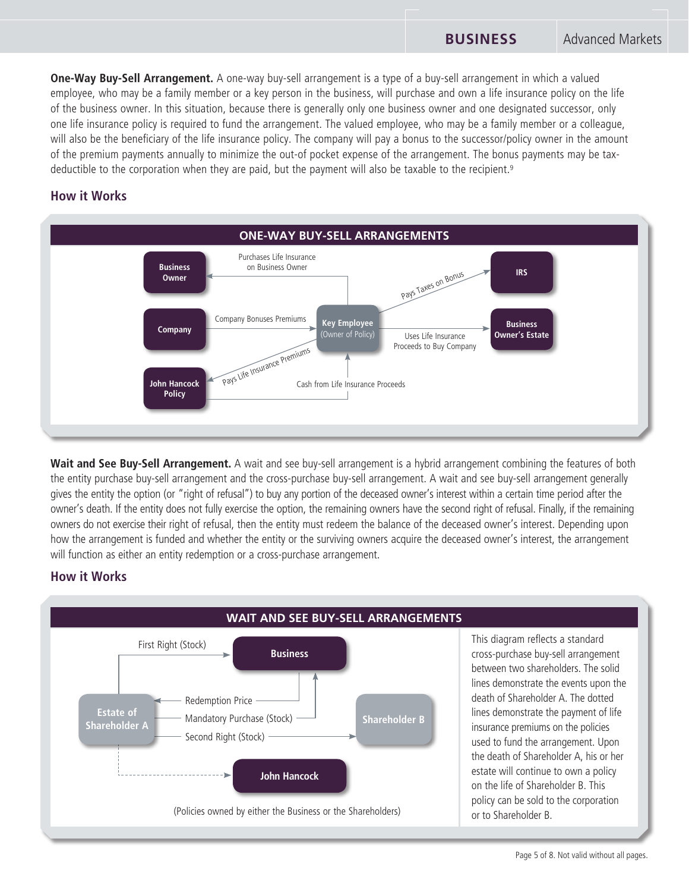**One-Way Buy-Sell Arrangement.** A one-way buy-sell arrangement is a type of a buy-sell arrangement in which a valued employee, who may be a family member or a key person in the business, will purchase and own a life insurance policy on the life of the business owner. In this situation, because there is generally only one business owner and one designated successor, only one life insurance policy is required to fund the arrangement. The valued employee, who may be a family member or a colleague, will also be the beneficiary of the life insurance policy. The company will pay a bonus to the successor/policy owner in the amount of the premium payments annually to minimize the out-of pocket expense of the arrangement. The bonus payments may be tax-deductible to the corporation when they are paid, but the payment will also be taxable to the recipient.[9]

## How it Works

**ONE-WAY BUY-SELL ARRANGEMENTS**

- Business Owner
- Company
- John Hancock Policy
- Key Employee (Owner of Policy)
- IRS
- Business Owner's Estate

Purchases Life Insurance on Business Owner

Company Bonuses Premiums

Pays Life Insurance Premiums

Cash from Life Insurance Proceeds

Pays Taxes on Bonus

Uses Life Insurance Proceeds to Buy Company

**Wait and See Buy-Sell Arrangement.** A wait and see buy-sell arrangement is a hybrid arrangement combining the features of both the entity purchase buy-sell arrangement and the cross-purchase buy-sell arrangement. A wait and see buy-sell arrangement generally gives the entity the option (or "right of refusal") to buy any portion of the deceased owner's interest within a certain time period after the owner's death. If the entity does not fully exercise the option, the remaining owners have the second right of refusal. Finally, if the remaining owners do not exercise their right of refusal, then the entity must redeem the balance of the deceased owner's interest. Depending upon how the arrangement is funded and whether the entity or the surviving owners acquire the deceased owner's interest, the arrangement will function as either an entity redemption or a cross-purchase arrangement.

## How it Works

**WAIT AND SEE BUY-SELL ARRANGEMENTS**

- Estate of Shareholder A
- Business
- Shareholder B
- John Hancock

First Right (Stock)

Redemption Price

Mandatory Purchase (Stock)

Second Right (Stock)

(Policies owned by either the Business or the Shareholders)

This diagram reflects a standard cross-purchase buy-sell arrangement between two shareholders. The solid lines demonstrate the events upon the death of Shareholder A. The dotted lines demonstrate the payment of life insurance premiums on the policies used to fund the arrangement. Upon the death of Shareholder A, his or her estate will continue to own a policy on the life of Shareholder B. This policy can be sold to the corporation or to Shareholder B.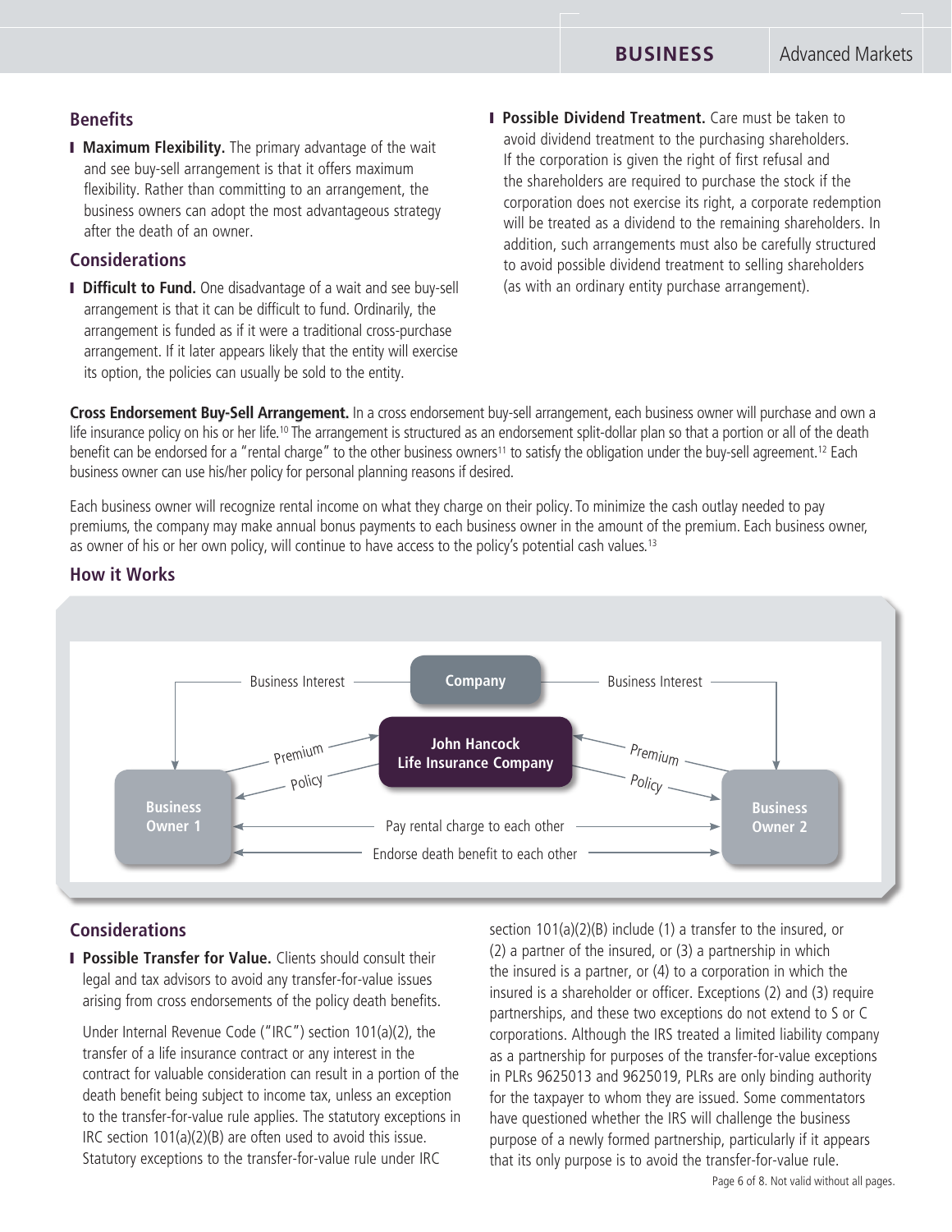### Benefits

- **Maximum Flexibility.** The primary advantage of the wait and see buy-sell arrangement is that it offers maximum flexibility. Rather than committing to an arrangement, the business owners can adopt the most advantageous strategy after the death of an owner.

### Considerations

- **Difficult to Fund.** One disadvantage of a wait and see buy-sell arrangement is that it can be difficult to fund. Ordinarily, the arrangement is funded as if it were a traditional cross-purchase arrangement. If it later appears likely that the entity will exercise its option, the policies can usually be sold to the entity.
- **Possible Dividend Treatment.** Care must be taken to avoid dividend treatment to the purchasing shareholders. If the corporation is given the right of first refusal and the shareholders are required to purchase the stock if the corporation does not exercise its right, a corporate redemption will be treated as a dividend to the remaining shareholders. In addition, such arrangements must also be carefully structured to avoid possible dividend treatment to selling shareholders (as with an ordinary entity purchase arrangement).

**Cross Endorsement Buy-Sell Arrangement.** In a cross endorsement buy-sell arrangement, each business owner will purchase and own a life insurance policy on his or her life.[10] The arrangement is structured as an endorsement split-dollar plan so that a portion or all of the death benefit can be endorsed for a "rental charge" to the other business owners[11] to satisfy the obligation under the buy-sell agreement.[12] Each business owner can use his/her policy for personal planning reasons if desired.

Each business owner will recognize rental income on what they charge on their policy. To minimize the cash outlay needed to pay premiums, the company may make annual bonus payments to each business owner in the amount of the premium. Each business owner, as owner of his or her own policy, will continue to have access to the policy's potential cash values.[13]

### How it Works

- Company → Business Interest → Business Owner 1
- Company → Business Interest → Business Owner 2
- Business Owner 1 → Premium → John Hancock Life Insurance Company → Policy → Business Owner 1
- Business Owner 2 → Premium → John Hancock Life Insurance Company → Policy → Business Owner 2
- Business Owner 1 ↔ Pay rental charge to each other ↔ Business Owner 2
- Business Owner 1 ↔ Endorse death benefit to each other ↔ Business Owner 2

### Considerations

- **Possible Transfer for Value.** Clients should consult their legal and tax advisors to avoid any transfer-for-value issues arising from cross endorsements of the policy death benefits.

  Under Internal Revenue Code ("IRC") section 101(a)(2), the transfer of a life insurance contract or any interest in the contract for valuable consideration can result in a portion of the death benefit being subject to income tax, unless an exception to the transfer-for-value rule applies. The statutory exceptions in IRC section 101(a)(2)(B) are often used to avoid this issue. Statutory exceptions to the transfer-for-value rule under IRC section 101(a)(2)(B) include (1) a transfer to the insured, or (2) a partner of the insured, or (3) a partnership in which the insured is a partner, or (4) to a corporation in which the insured is a shareholder or officer. Exceptions (2) and (3) require partnerships, and these two exceptions do not extend to S or C corporations. Although the IRS treated a limited liability company as a partnership for purposes of the transfer-for-value exceptions in PLRs 9625013 and 9625019, PLRs are only binding authority for the taxpayer to whom they are issued. Some commentators have questioned whether the IRS will challenge the business purpose of a newly formed partnership, particularly if it appears that its only purpose is to avoid the transfer-for-value rule.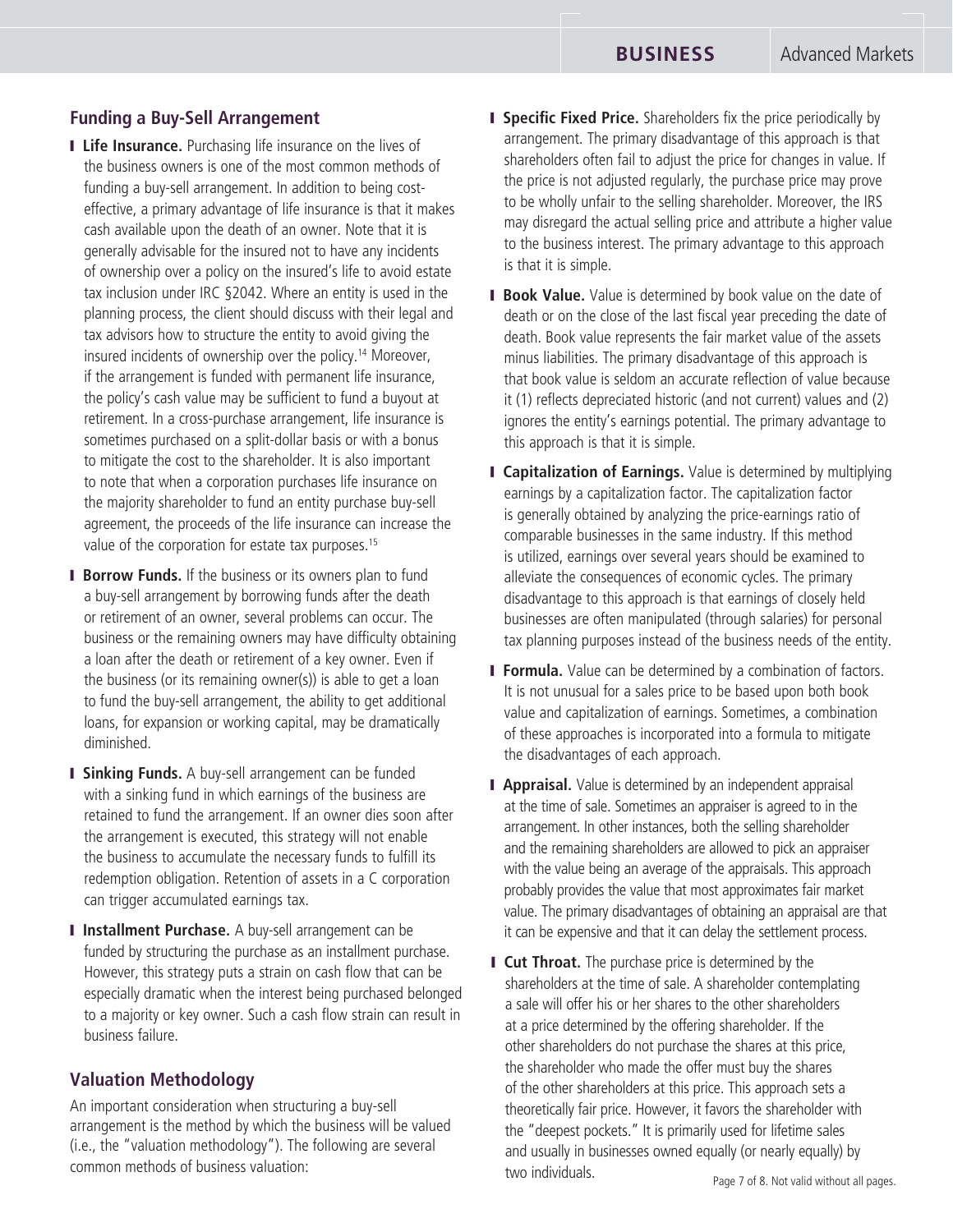## Funding a Buy-Sell Arrangement

- **Life Insurance.** Purchasing life insurance on the lives of the business owners is one of the most common methods of funding a buy-sell arrangement. In addition to being cost-effective, a primary advantage of life insurance is that it makes cash available upon the death of an owner. Note that it is generally advisable for the insured not to have any incidents of ownership over a policy on the insured's life to avoid estate tax inclusion under IRC §2042. Where an entity is used in the planning process, the client should discuss with their legal and tax advisors how to structure the entity to avoid giving the insured incidents of ownership over the policy.[14] Moreover, if the arrangement is funded with permanent life insurance, the policy's cash value may be sufficient to fund a buyout at retirement. In a cross-purchase arrangement, life insurance is sometimes purchased on a split-dollar basis or with a bonus to mitigate the cost to the shareholder. It is also important to note that when a corporation purchases life insurance on the majority shareholder to fund an entity purchase buy-sell agreement, the proceeds of the life insurance can increase the value of the corporation for estate tax purposes.[15]
- **Borrow Funds.** If the business or its owners plan to fund a buy-sell arrangement by borrowing funds after the death or retirement of an owner, several problems can occur. The business or the remaining owners may have difficulty obtaining a loan after the death or retirement of a key owner. Even if the business (or its remaining owner(s)) is able to get a loan to fund the buy-sell arrangement, the ability to get additional loans, for expansion or working capital, may be dramatically diminished.
- **Sinking Funds.** A buy-sell arrangement can be funded with a sinking fund in which earnings of the business are retained to fund the arrangement. If an owner dies soon after the arrangement is executed, this strategy will not enable the business to accumulate the necessary funds to fulfill its redemption obligation. Retention of assets in a C corporation can trigger accumulated earnings tax.
- **Installment Purchase.** A buy-sell arrangement can be funded by structuring the purchase as an installment purchase. However, this strategy puts a strain on cash flow that can be especially dramatic when the interest being purchased belonged to a majority or key owner. Such a cash flow strain can result in business failure.

## Valuation Methodology

An important consideration when structuring a buy-sell arrangement is the method by which the business will be valued (i.e., the "valuation methodology"). The following are several common methods of business valuation:

- **Specific Fixed Price.** Shareholders fix the price periodically by arrangement. The primary disadvantage of this approach is that shareholders often fail to adjust the price for changes in value. If the price is not adjusted regularly, the purchase price may prove to be wholly unfair to the selling shareholder. Moreover, the IRS may disregard the actual selling price and attribute a higher value to the business interest. The primary advantage to this approach is that it is simple.
- **Book Value.** Value is determined by book value on the date of death or on the close of the last fiscal year preceding the date of death. Book value represents the fair market value of the assets minus liabilities. The primary disadvantage of this approach is that book value is seldom an accurate reflection of value because it (1) reflects depreciated historic (and not current) values and (2) ignores the entity's earnings potential. The primary advantage to this approach is that it is simple.
- **Capitalization of Earnings.** Value is determined by multiplying earnings by a capitalization factor. The capitalization factor is generally obtained by analyzing the price-earnings ratio of comparable businesses in the same industry. If this method is utilized, earnings over several years should be examined to alleviate the consequences of economic cycles. The primary disadvantage to this approach is that earnings of closely held businesses are often manipulated (through salaries) for personal tax planning purposes instead of the business needs of the entity.
- **Formula.** Value can be determined by a combination of factors. It is not unusual for a sales price to be based upon both book value and capitalization of earnings. Sometimes, a combination of these approaches is incorporated into a formula to mitigate the disadvantages of each approach.
- **Appraisal.** Value is determined by an independent appraisal at the time of sale. Sometimes an appraiser is agreed to in the arrangement. In other instances, both the selling shareholder and the remaining shareholders are allowed to pick an appraiser with the value being an average of the appraisals. This approach probably provides the value that most approximates fair market value. The primary disadvantages of obtaining an appraisal are that it can be expensive and that it can delay the settlement process.
- **Cut Throat.** The purchase price is determined by the shareholders at the time of sale. A shareholder contemplating a sale will offer his or her shares to the other shareholders at a price determined by the offering shareholder. If the other shareholders do not purchase the shares at this price, the shareholder who made the offer must buy the shares of the other shareholders at this price. This approach sets a theoretically fair price. However, it favors the shareholder with the "deepest pockets." It is primarily used for lifetime sales and usually in businesses owned equally (or nearly equally) by two individuals.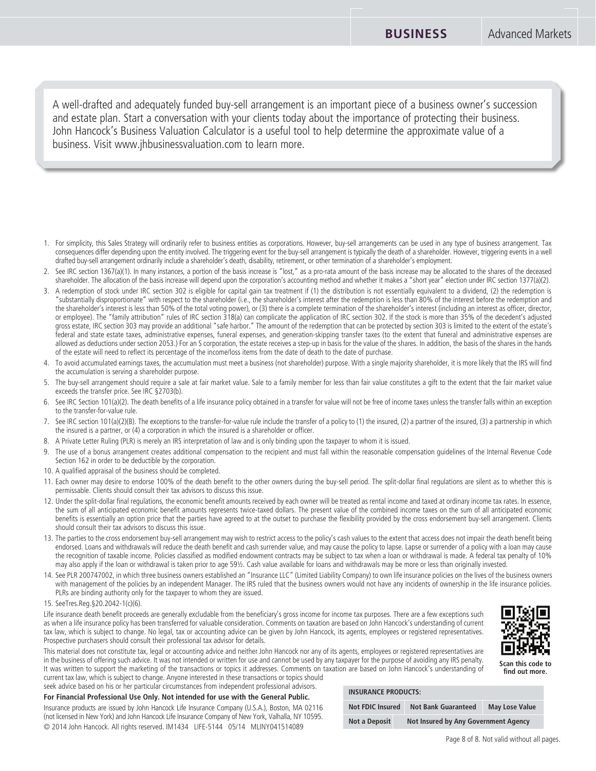A well-drafted and adequately funded buy-sell arrangement is an important piece of a business owner's succession and estate plan. Start a conversation with your clients today about the importance of protecting their business. John Hancock's Business Valuation Calculator is a useful tool to help determine the approximate value of a business. Visit www.jhbusinessvaluation.com to learn more.

1. For simplicity, this Sales Strategy will ordinarily refer to business entities as corporations. However, buy-sell arrangements can be used in any type of business arrangement. Tax consequences differ depending upon the entity involved. The triggering event for the buy-sell arrangement is typically the death of a shareholder. However, triggering events in a well drafted buy-sell arrangement ordinarily include a shareholder's death, disability, retirement, or other termination of a shareholder's employment.
2. See IRC section 1367(a)(1). In many instances, a portion of the basis increase is "lost," as a pro-rata amount of the basis increase may be allocated to the shares of the deceased shareholder. The allocation of the basis increase will depend upon the corporation's accounting method and whether it makes a "short year" election under IRC section 1377(a)(2).
3. A redemption of stock under IRC section 302 is eligible for capital gain tax treatment if (1) the distribution is not essentially equivalent to a dividend, (2) the redemption is "substantially disproportionate" with respect to the shareholder (i.e., the shareholder's interest after the redemption is less than 80% of the interest before the redemption and the shareholder's interest is less than 50% of the total voting power), or (3) there is a complete termination of the shareholder's interest (including an interest as officer, director, or employee). The "family attribution" rules of IRC section 318(a) can complicate the application of IRC section 302. If the stock is more than 35% of the decedent's adjusted gross estate, IRC section 303 may provide an additional "safe harbor." The amount of the redemption that can be protected by section 303 is limited to the extent of the estate's federal and state estate taxes, administrative expenses, funeral expenses, and generation-skipping transfer taxes (to the extent that funeral and administrative expenses are allowed as deductions under section 2053.) For an S corporation, the estate receives a step-up in basis for the value of the shares. In addition, the basis of the shares in the hands of the estate will need to reflect its percentage of the income/loss items from the date of death to the date of purchase.
4. To avoid accumulated earnings taxes, the accumulation must meet a business (not shareholder) purpose. With a single majority shareholder, it is more likely that the IRS will find the accumulation is serving a shareholder purpose.
5. The buy-sell arrangement should require a sale at fair market value. Sale to a family member for less than fair value constitutes a gift to the extent that the fair market value exceeds the transfer price. See IRC §2703(b).
6. See IRC Section 101(a)(2). The death benefits of a life insurance policy obtained in a transfer for value will not be free of income taxes unless the transfer falls within an exception to the transfer-for-value rule.
7. See IRC section 101(a)(2)(B). The exceptions to the transfer-for-value rule include the transfer of a policy to (1) the insured, (2) a partner of the insured, (3) a partnership in which the insured is a partner, or (4) a corporation in which the insured is a shareholder or officer.
8. A Private Letter Ruling (PLR) is merely an IRS interpretation of law and is only binding upon the taxpayer to whom it is issued.
9. The use of a bonus arrangement creates additional compensation to the recipient and must fall within the reasonable compensation guidelines of the Internal Revenue Code Section 162 in order to be deductible by the corporation.
10. A qualified appraisal of the business should be completed.
11. Each owner may desire to endorse 100% of the death benefit to the other owners during the buy-sell period. The split-dollar final regulations are silent as to whether this is permissable. Clients should consult their tax advisors to discuss this issue.
12. Under the split-dollar final regulations, the economic benefit amounts received by each owner will be treated as rental income and taxed at ordinary income tax rates. In essence, the sum of all anticipated economic benefit amounts represents twice-taxed dollars. The present value of the combined income taxes on the sum of all anticipated economic benefits is essentially an option price that the parties have agreed to at the outset to purchase the flexibility provided by the cross endorsement buy-sell arrangement. Clients should consult their tax advisors to discuss this issue.
13. The parties to the cross endorsement buy-sell arrangement may wish to restrict access to the policy's cash values to the extent that access does not impair the death benefit being endorsed. Loans and withdrawals will reduce the death benefit and cash surrender value, and may cause the policy to lapse. Lapse or surrender of a policy with a loan may cause the recognition of taxable income. Policies classified as modified endowment contracts may be subject to tax when a loan or withdrawal is made. A federal tax penalty of 10% may also apply if the loan or withdrawal is taken prior to age 59½. Cash value available for loans and withdrawals may be more or less than originally invested.
14. See PLR 200747002, in which three business owners established an "Insurance LLC" (Limited Liability Company) to own life insurance policies on the lives of the business owners with management of the policies by an independent Manager. The IRS ruled that the business owners would not have any incidents of ownership in the life insurance policies. PLRs are binding authority only for the taxpayer to whom they are issued.
15. SeeTres.Reg.§20.2042-1(c)(6).

Life insurance death benefit proceeds are generally excludable from the beneficiary's gross income for income tax purposes. There are a few exceptions such as when a life insurance policy has been transferred for valuable consideration. Comments on taxation are based on John Hancock's understanding of current tax law, which is subject to change. No legal, tax or accounting advice can be given by John Hancock, its agents, employees or registered representatives. Prospective purchasers should consult their professional tax advisor for details.

This material does not constitute tax, legal or accounting advice and neither John Hancock nor any of its agents, employees or registered representatives are in the business of offering such advice. It was not intended or written for use and cannot be used by any taxpayer for the purpose of avoiding any IRS penalty. It was written to support the marketing of the transactions or topics it addresses. Comments on taxation are based on John Hancock's understanding of current tax law, which is subject to change. Anyone interested in these transactions or topics should seek advice based on his or her particular circumstances from independent professional advisors.

Scan this code to find out more.

**For Financial Professional Use Only. Not intended for use with the General Public.**

Insurance products are issued by John Hancock Life Insurance Company (U.S.A.), Boston, MA 02116 (not licensed in New York) and John Hancock Life Insurance Company of New York, Valhalla, NY 10595.
© 2014 John Hancock. All rights reserved. IM1434 LIFE-5144 05/14 MLINY041514089

| INSURANCE PRODUCTS: | | |
|---|---|---|
| Not FDIC Insured | Not Bank Guaranteed | May Lose Value |
| Not a Deposit | Not Insured by Any Government Agency | |

Not valid without all pages.